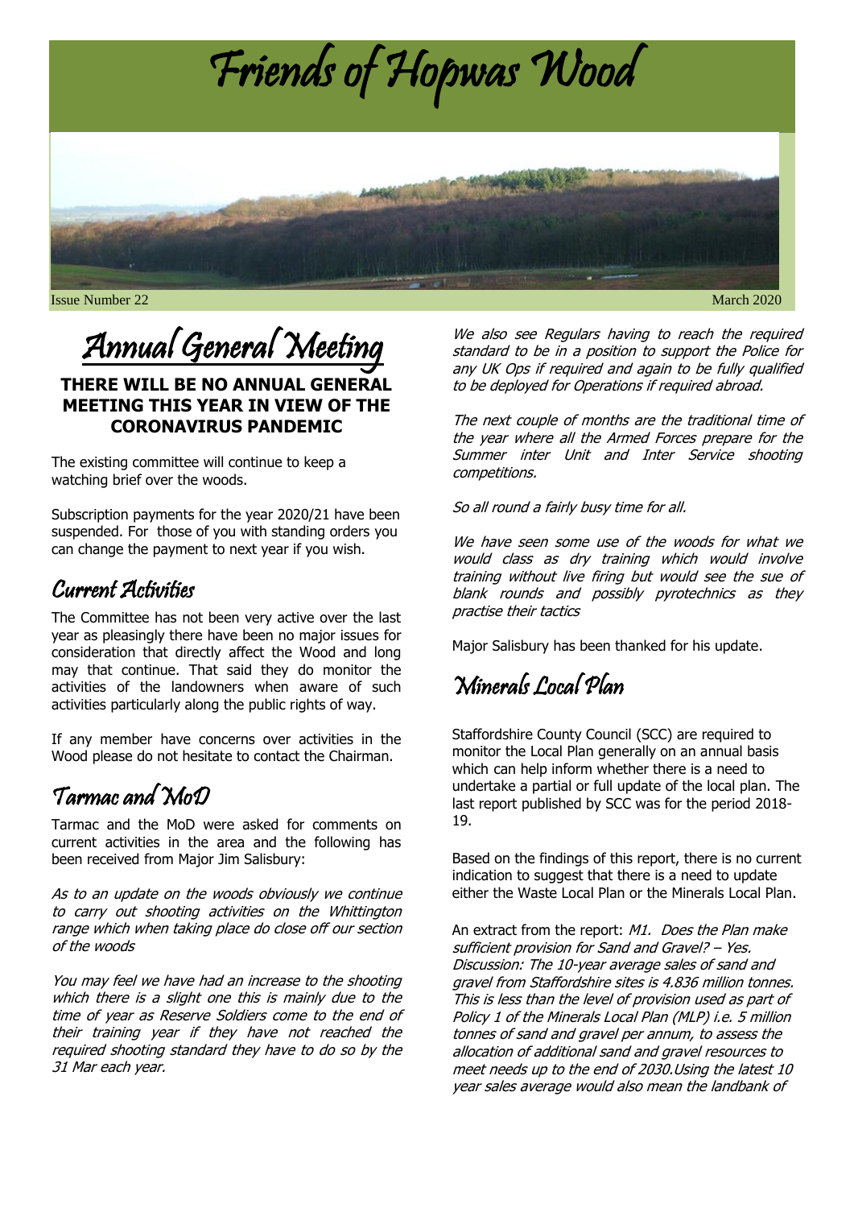# Friends of Hopwas Wood

Issue Number 22

March 2020

## Annual General Meeting

**THERE WILL BE NO ANNUAL GENERAL MEETING THIS YEAR IN VIEW OF THE CORONAVIRUS PANDEMIC**

The existing committee will continue to keep a watching brief over the woods.

Subscription payments for the year 2020/21 have been suspended. For those of you with standing orders you can change the payment to next year if you wish.

## Current Activities

The Committee has not been very active over the last year as pleasingly there have been no major issues for consideration that directly affect the Wood and long may that continue. That said they do monitor the activities of the landowners when aware of such activities particularly along the public rights of way.

If any member have concerns over activities in the Wood please do not hesitate to contact the Chairman.

## Tarmac and MoD

Tarmac and the MoD were asked for comments on current activities in the area and the following has been received from Major Jim Salisbury:

*As to an update on the woods obviously we continue to carry out shooting activities on the Whittington range which when taking place do close off our section of the woods*

*You may feel we have had an increase to the shooting which there is a slight one this is mainly due to the time of year as Reserve Soldiers come to the end of their training year if they have not reached the required shooting standard they have to do so by the 31 Mar each year.*

*We also see Regulars having to reach the required standard to be in a position to support the Police for any UK Ops if required and again to be fully qualified to be deployed for Operations if required abroad.*

*The next couple of months are the traditional time of the year where all the Armed Forces prepare for the Summer inter Unit and Inter Service shooting competitions.*

*So all round a fairly busy time for all.*

*We have seen some use of the woods for what we would class as dry training which would involve training without live firing but would see the sue of blank rounds and possibly pyrotechnics as they practise their tactics*

Major Salisbury has been thanked for his update.

## Minerals Local Plan

Staffordshire County Council (SCC) are required to monitor the Local Plan generally on an annual basis which can help inform whether there is a need to undertake a partial or full update of the local plan. The last report published by SCC was for the period 2018-19.

Based on the findings of this report, there is no current indication to suggest that there is a need to update either the Waste Local Plan or the Minerals Local Plan.

An extract from the report: *M1. Does the Plan make sufficient provision for Sand and Gravel? – Yes. Discussion: The 10-year average sales of sand and gravel from Staffordshire sites is 4.836 million tonnes. This is less than the level of provision used as part of Policy 1 of the Minerals Local Plan (MLP) i.e. 5 million tonnes of sand and gravel per annum, to assess the allocation of additional sand and gravel resources to meet needs up to the end of 2030.Using the latest 10 year sales average would also mean the landbank of*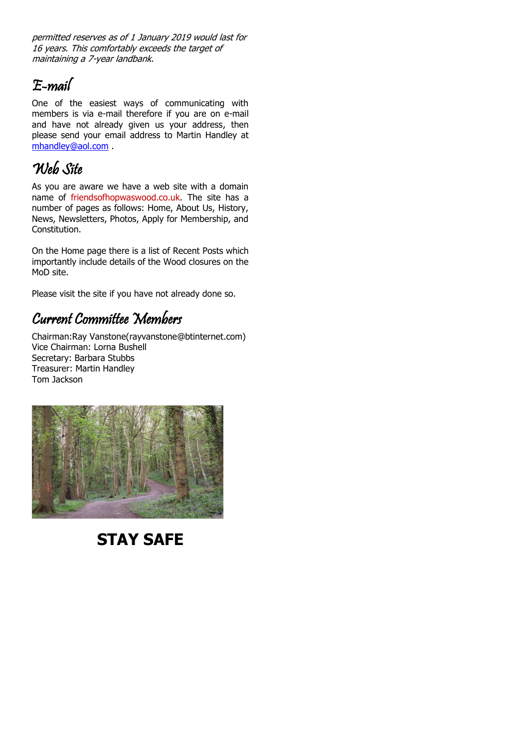*permitted reserves as of 1 January 2019 would last for 16 years. This comfortably exceeds the target of maintaining a 7-year landbank.*

## E-mail

One of the easiest ways of communicating with members is via e-mail therefore if you are on e-mail and have not already given us your address, then please send your email address to Martin Handley at mhandley@aol.com .

## Web Site

As you are aware we have a web site with a domain name of friendsofhopwaswood.co.uk. The site has a number of pages as follows: Home, About Us, History, News, Newsletters, Photos, Apply for Membership, and Constitution.

On the Home page there is a list of Recent Posts which importantly include details of the Wood closures on the MoD site.

Please visit the site if you have not already done so.

## Current Committee Members

Chairman:Ray Vanstone(rayvanstone@btinternet.com)
Vice Chairman: Lorna Bushell
Secretary: Barbara Stubbs
Treasurer: Martin Handley
Tom Jackson

**STAY SAFE**